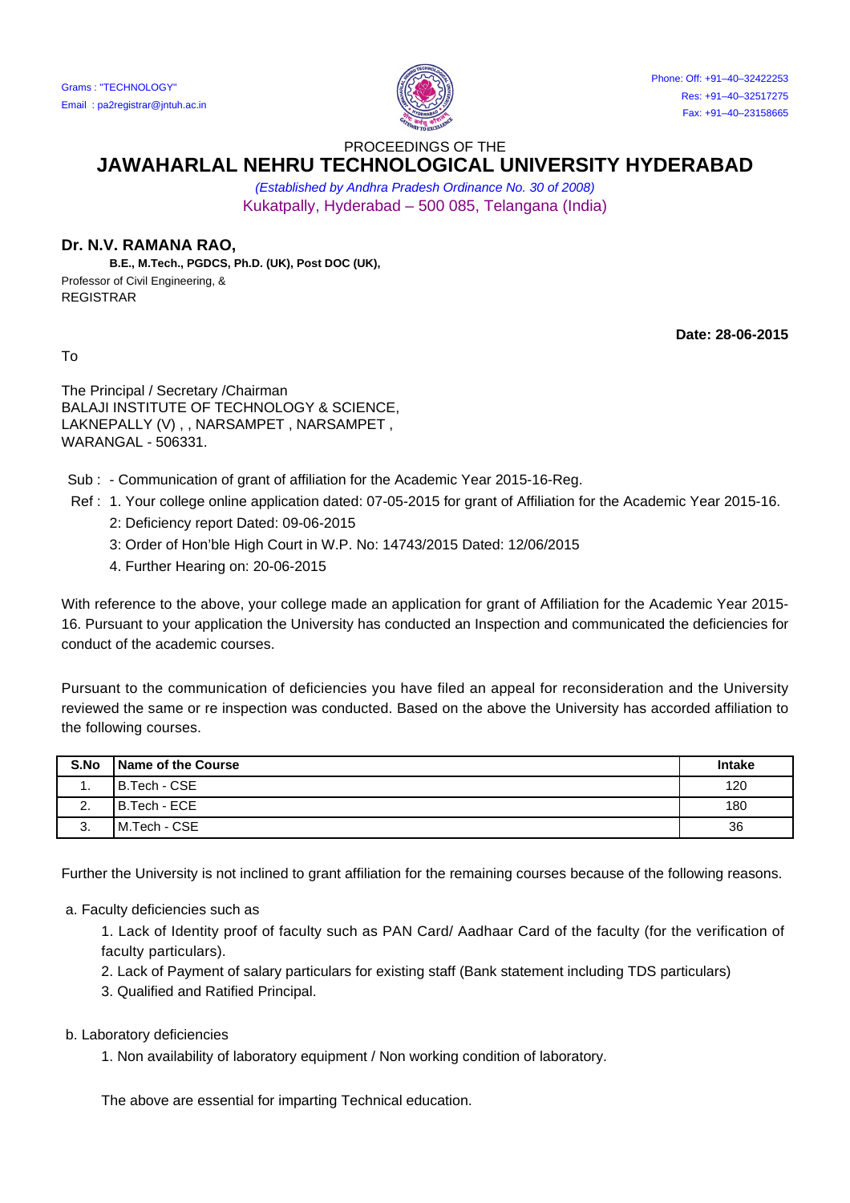Grams : "TECHNOLOGY"
Email : pa2registrar@jntuh.ac.in

Phone: Off: +91–40–32422253
Res: +91–40–32517275
Fax: +91–40–23158665

PROCEEDINGS OF THE

# JAWAHARLAL NEHRU TECHNOLOGICAL UNIVERSITY HYDERABAD

*(Established by Andhra Pradesh Ordinance No. 30 of 2008)*

Kukatpally, Hyderabad – 500 085, Telangana (India)

**Dr. N.V. RAMANA RAO,**
**B.E., M.Tech., PGDCS, Ph.D. (UK), Post DOC (UK),**
Professor of Civil Engineering, &
REGISTRAR

**Date: 28-06-2015**

To

The Principal / Secretary /Chairman
BALAJI INSTITUTE OF TECHNOLOGY & SCIENCE,
LAKNEPALLY (V) , , NARSAMPET , NARSAMPET ,
WARANGAL - 506331.

Sub : - Communication of grant of affiliation for the Academic Year 2015-16-Reg.

Ref : 1. Your college online application dated: 07-05-2015 for grant of Affiliation for the Academic Year 2015-16.
2: Deficiency report Dated: 09-06-2015
3: Order of Hon'ble High Court in W.P. No: 14743/2015 Dated: 12/06/2015
4. Further Hearing on: 20-06-2015

With reference to the above, your college made an application for grant of Affiliation for the Academic Year 2015-16. Pursuant to your application the University has conducted an Inspection and communicated the deficiencies for conduct of the academic courses.

Pursuant to the communication of deficiencies you have filed an appeal for reconsideration and the University reviewed the same or re inspection was conducted. Based on the above the University has accorded affiliation to the following courses.

| S.No | Name of the Course | Intake |
|---|---|---|
| 1. | B.Tech - CSE | 120 |
| 2. | B.Tech - ECE | 180 |
| 3. | M.Tech - CSE | 36 |

Further the University is not inclined to grant affiliation for the remaining courses because of the following reasons.

a. Faculty deficiencies such as

1. Lack of Identity proof of faculty such as PAN Card/ Aadhaar Card of the faculty (for the verification of faculty particulars).
2. Lack of Payment of salary particulars for existing staff (Bank statement including TDS particulars)
3. Qualified and Ratified Principal.

b. Laboratory deficiencies

1. Non availability of laboratory equipment / Non working condition of laboratory.

The above are essential for imparting Technical education.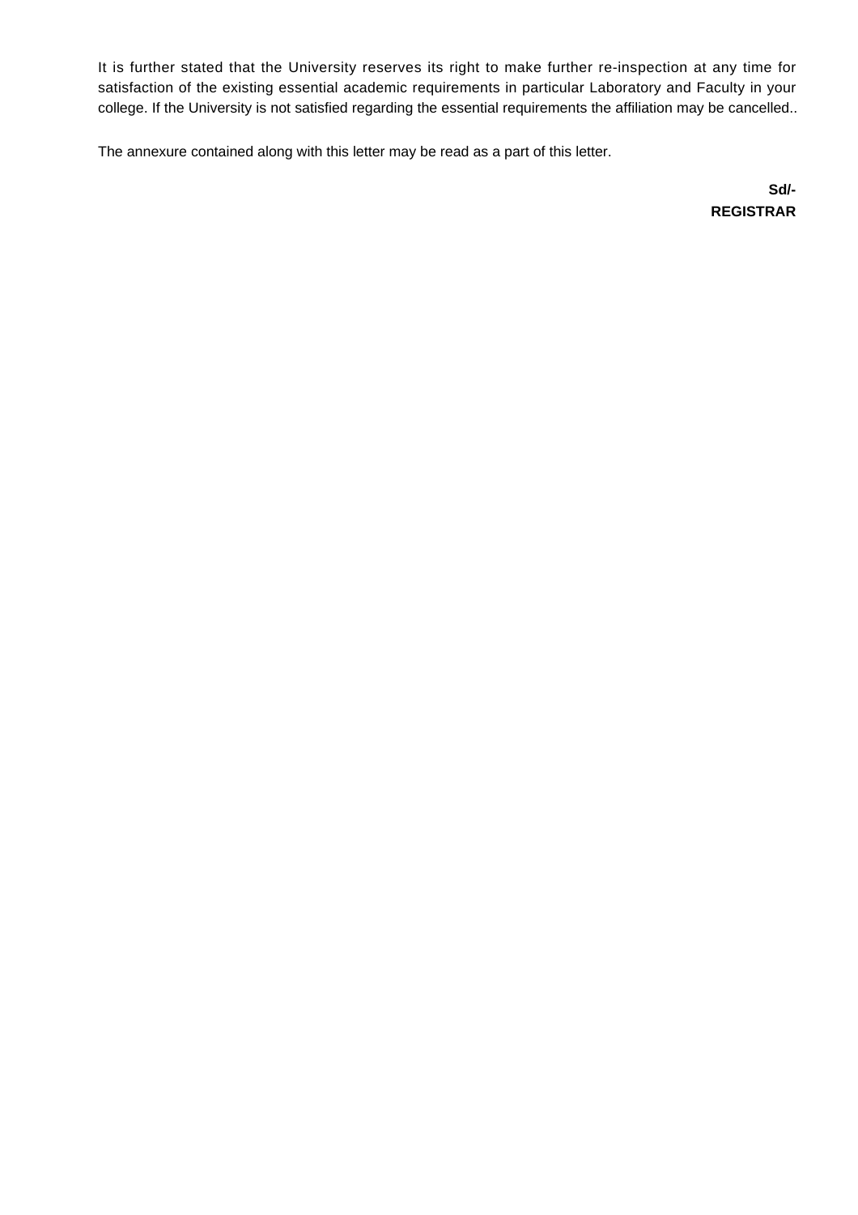It is further stated that the University reserves its right to make further re-inspection at any time for satisfaction of the existing essential academic requirements in particular Laboratory and Faculty in your college. If the University is not satisfied regarding the essential requirements the affiliation may be cancelled..

The annexure contained along with this letter may be read as a part of this letter.

**Sd/-**
**REGISTRAR**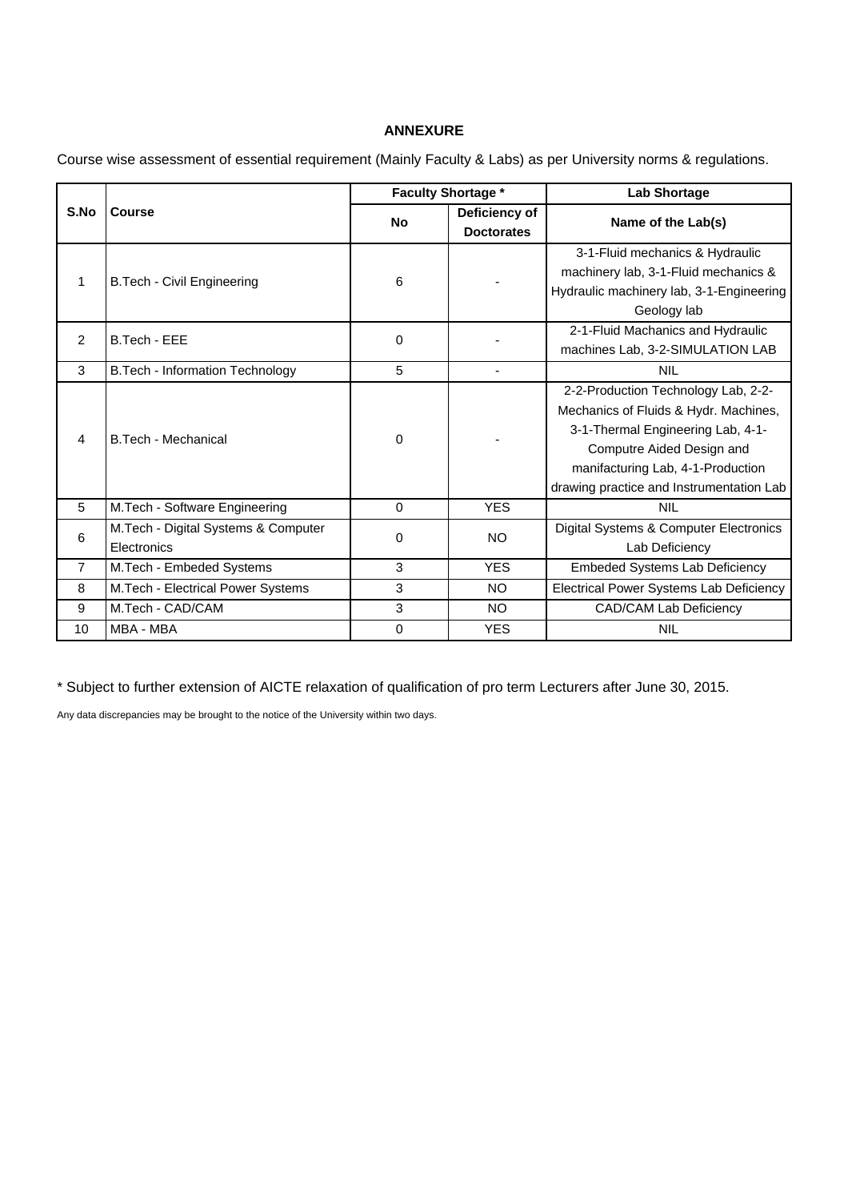**ANNEXURE**

Course wise assessment of essential requirement (Mainly Faculty & Labs) as per University norms & regulations.

| S.No | Course | Faculty Shortage * | | Lab Shortage |
|---|---|---|---|---|
| | | No | Deficiency of Doctorates | Name of the Lab(s) |
| 1 | B.Tech - Civil Engineering | 6 | - | 3-1-Fluid mechanics & Hydraulic machinery lab, 3-1-Fluid mechanics & Hydraulic machinery lab, 3-1-Engineering Geology lab |
| 2 | B.Tech - EEE | 0 | - | 2-1-Fluid Machanics and Hydraulic machines Lab, 3-2-SIMULATION LAB |
| 3 | B.Tech - Information Technology | 5 | - | NIL |
| 4 | B.Tech - Mechanical | 0 | - | 2-2-Production Technology Lab, 2-2-Mechanics of Fluids & Hydr. Machines, 3-1-Thermal Engineering Lab, 4-1-Computre Aided Design and manifacturing Lab, 4-1-Production drawing practice and Instrumentation Lab |
| 5 | M.Tech - Software Engineering | 0 | YES | NIL |
| 6 | M.Tech - Digital Systems & Computer Electronics | 0 | NO | Digital Systems & Computer Electronics Lab Deficiency |
| 7 | M.Tech - Embeded Systems | 3 | YES | Embeded Systems Lab Deficiency |
| 8 | M.Tech - Electrical Power Systems | 3 | NO | Electrical Power Systems Lab Deficiency |
| 9 | M.Tech - CAD/CAM | 3 | NO | CAD/CAM Lab Deficiency |
| 10 | MBA - MBA | 0 | YES | NIL |

* Subject to further extension of AICTE relaxation of qualification of pro term Lecturers after June 30, 2015.

Any data discrepancies may be brought to the notice of the University within two days.